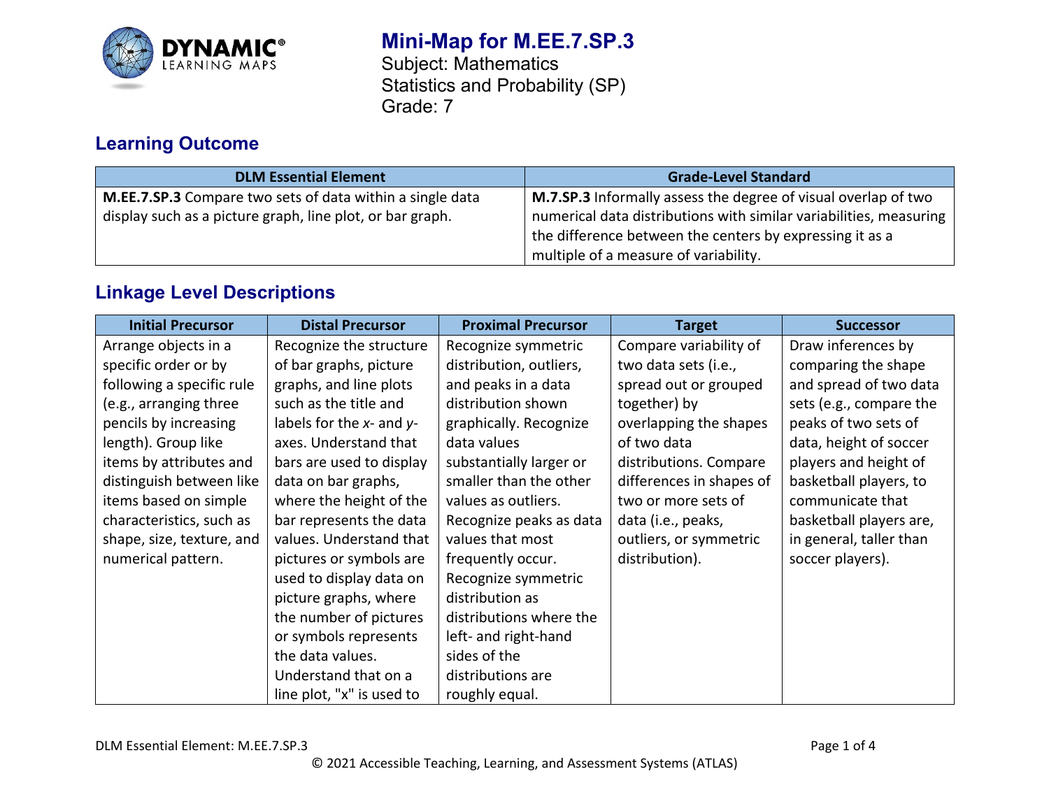# Mini-Map for M.EE.7.SP.3

Subject: Mathematics
Statistics and Probability (SP)
Grade: 7

## Learning Outcome

| DLM Essential Element | Grade-Level Standard |
|---|---|
| **M.EE.7.SP.3** Compare two sets of data within a single data display such as a picture graph, line plot, or bar graph. | **M.7.SP.3** Informally assess the degree of visual overlap of two numerical data distributions with similar variabilities, measuring the difference between the centers by expressing it as a multiple of a measure of variability. |

## Linkage Level Descriptions

| Initial Precursor | Distal Precursor | Proximal Precursor | Target | Successor |
|---|---|---|---|---|
| Arrange objects in a specific order or by following a specific rule (e.g., arranging three pencils by increasing length). Group like items by attributes and distinguish between like items based on simple characteristics, such as shape, size, texture, and numerical pattern. | Recognize the structure of bar graphs, picture graphs, and line plots such as the title and labels for the *x*- and *y*-axes. Understand that bars are used to display data on bar graphs, where the height of the bar represents the data values. Understand that pictures or symbols are used to display data on picture graphs, where the number of pictures or symbols represents the data values. Understand that on a line plot, "x" is used to | Recognize symmetric distribution, outliers, and peaks in a data distribution shown graphically. Recognize data values substantially larger or smaller than the other values as outliers. Recognize peaks as data values that most frequently occur. Recognize symmetric distribution as distributions where the left- and right-hand sides of the distributions are roughly equal. | Compare variability of two data sets (i.e., spread out or grouped together) by overlapping the shapes of two data distributions. Compare differences in shapes of two or more sets of data (i.e., peaks, outliers, or symmetric distribution). | Draw inferences by comparing the shape and spread of two data sets (e.g., compare the peaks of two sets of data, height of soccer players and height of basketball players, to communicate that basketball players are, in general, taller than soccer players). |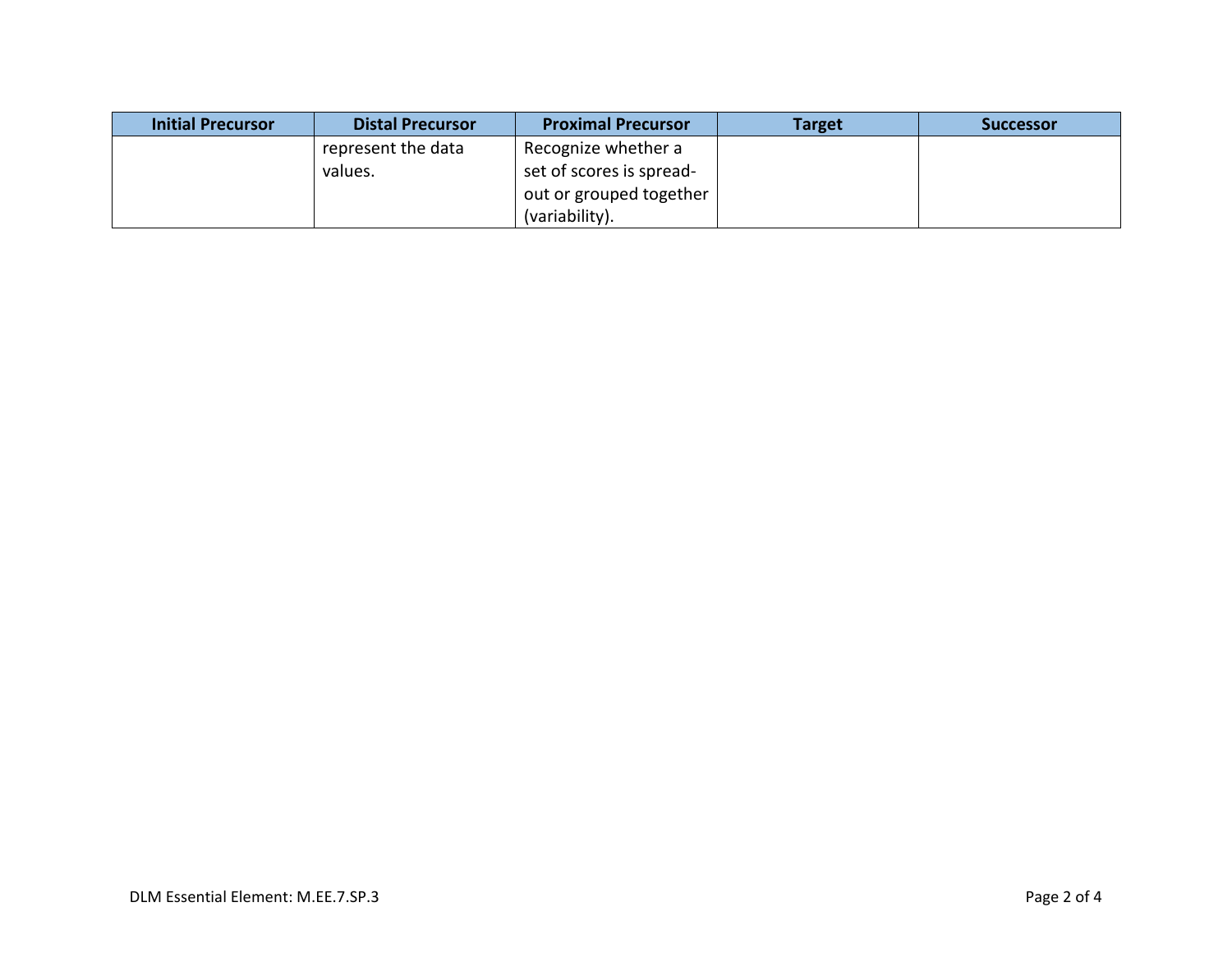| Initial Precursor | Distal Precursor | Proximal Precursor | Target | Successor |
| --- | --- | --- | --- | --- |
| | represent the data values. | Recognize whether a set of scores is spread-out or grouped together (variability). | | |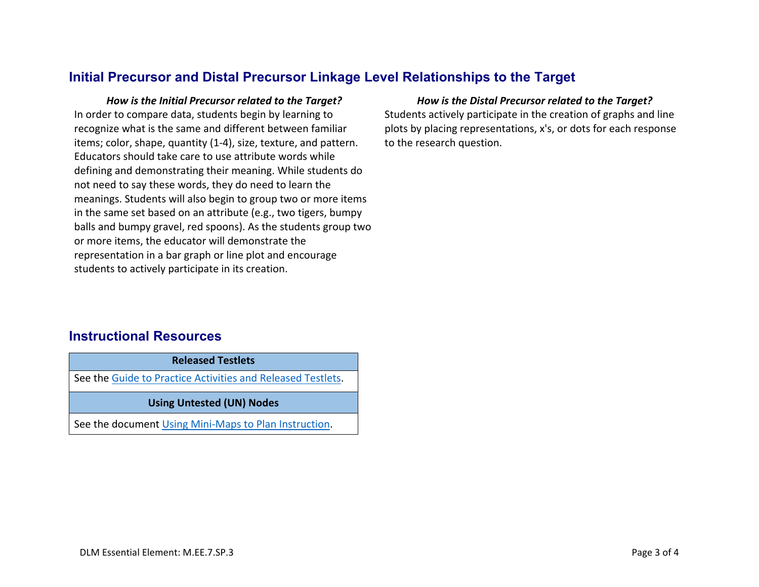## Initial Precursor and Distal Precursor Linkage Level Relationships to the Target

***How is the Initial Precursor related to the Target?***

In order to compare data, students begin by learning to recognize what is the same and different between familiar items; color, shape, quantity (1-4), size, texture, and pattern. Educators should take care to use attribute words while defining and demonstrating their meaning. While students do not need to say these words, they do need to learn the meanings. Students will also begin to group two or more items in the same set based on an attribute (e.g., two tigers, bumpy balls and bumpy gravel, red spoons). As the students group two or more items, the educator will demonstrate the representation in a bar graph or line plot and encourage students to actively participate in its creation.

***How is the Distal Precursor related to the Target?***

Students actively participate in the creation of graphs and line plots by placing representations, x's, or dots for each response to the research question.

## Instructional Resources

| Released Testlets |
| --- |
| See the Guide to Practice Activities and Released Testlets. |
| **Using Untested (UN) Nodes** |
| See the document Using Mini-Maps to Plan Instruction. |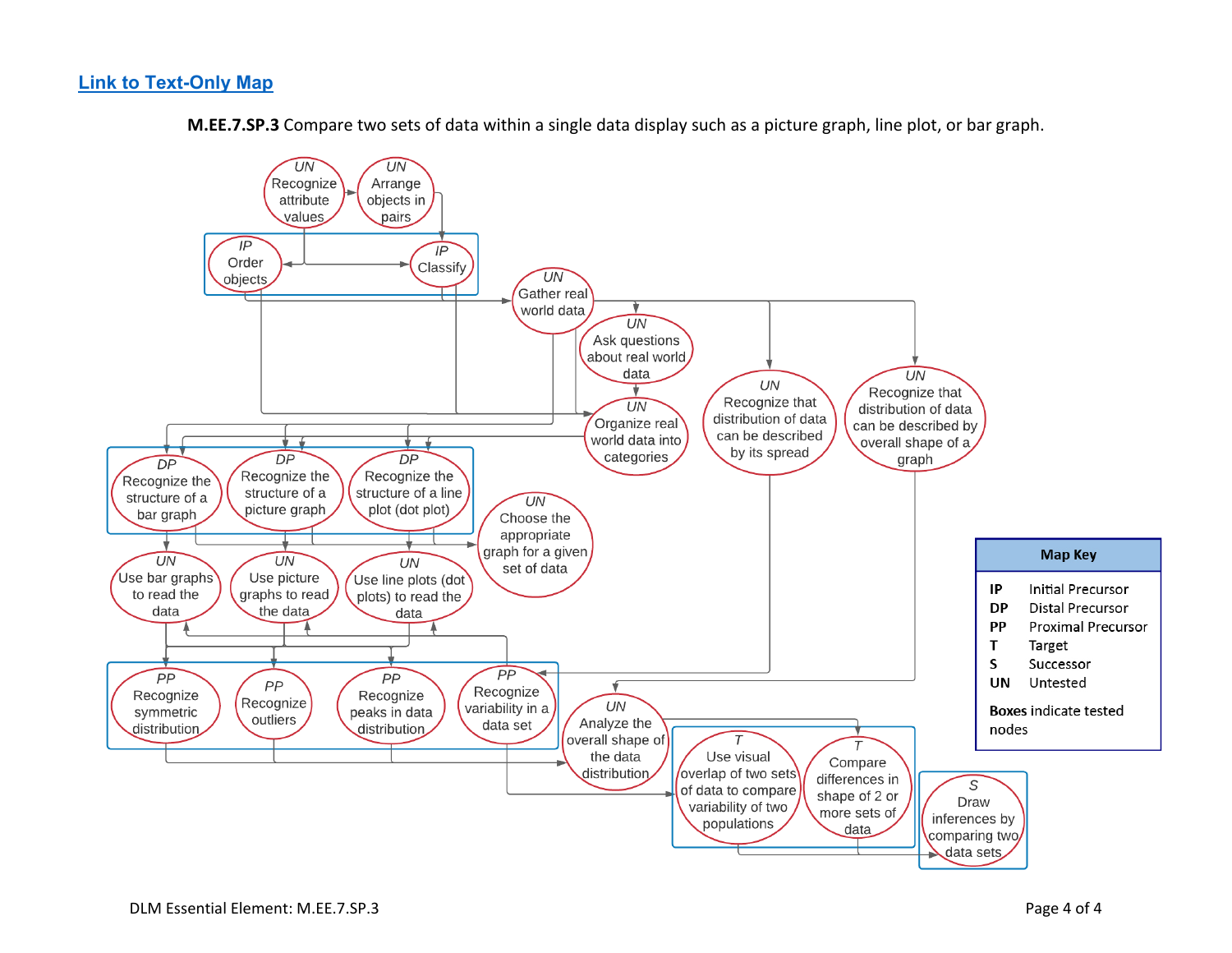[Link to Text-Only Map](#)

**M.EE.7.SP.3** Compare two sets of data within a single data display such as a picture graph, line plot, or bar graph.

UN
Recognize attribute values

UN
Arrange objects in pairs

IP
Order objects

IP
Classify

UN
Gather real world data

UN
Ask questions about real world data

UN
Organize real world data into categories

UN
Recognize that distribution of data can be described by its spread

UN
Recognize that distribution of data can be described by overall shape of a graph

DP
Recognize the structure of a bar graph

DP
Recognize the structure of a picture graph

DP
Recognize the structure of a line plot (dot plot)

UN
Choose the appropriate graph for a given set of data

UN
Use bar graphs to read the data

UN
Use picture graphs to read the data

UN
Use line plots (dot plots) to read the data

PP
Recognize symmetric distribution

PP
Recognize outliers

PP
Recognize peaks in data distribution

PP
Recognize variability in a data set

UN
Analyze the overall shape of the data distribution

T
Use visual overlap of two sets of data to compare variability of two populations

T
Compare differences in shape of 2 or more sets of data

S
Draw inferences by comparing two data sets

| Map Key | |
|---|---|
| IP | Initial Precursor |
| DP | Distal Precursor |
| PP | Proximal Precursor |
| T | Target |
| S | Successor |
| UN | Untested |

**Boxes** indicate tested nodes

DLM Essential Element: M.EE.7.SP.3